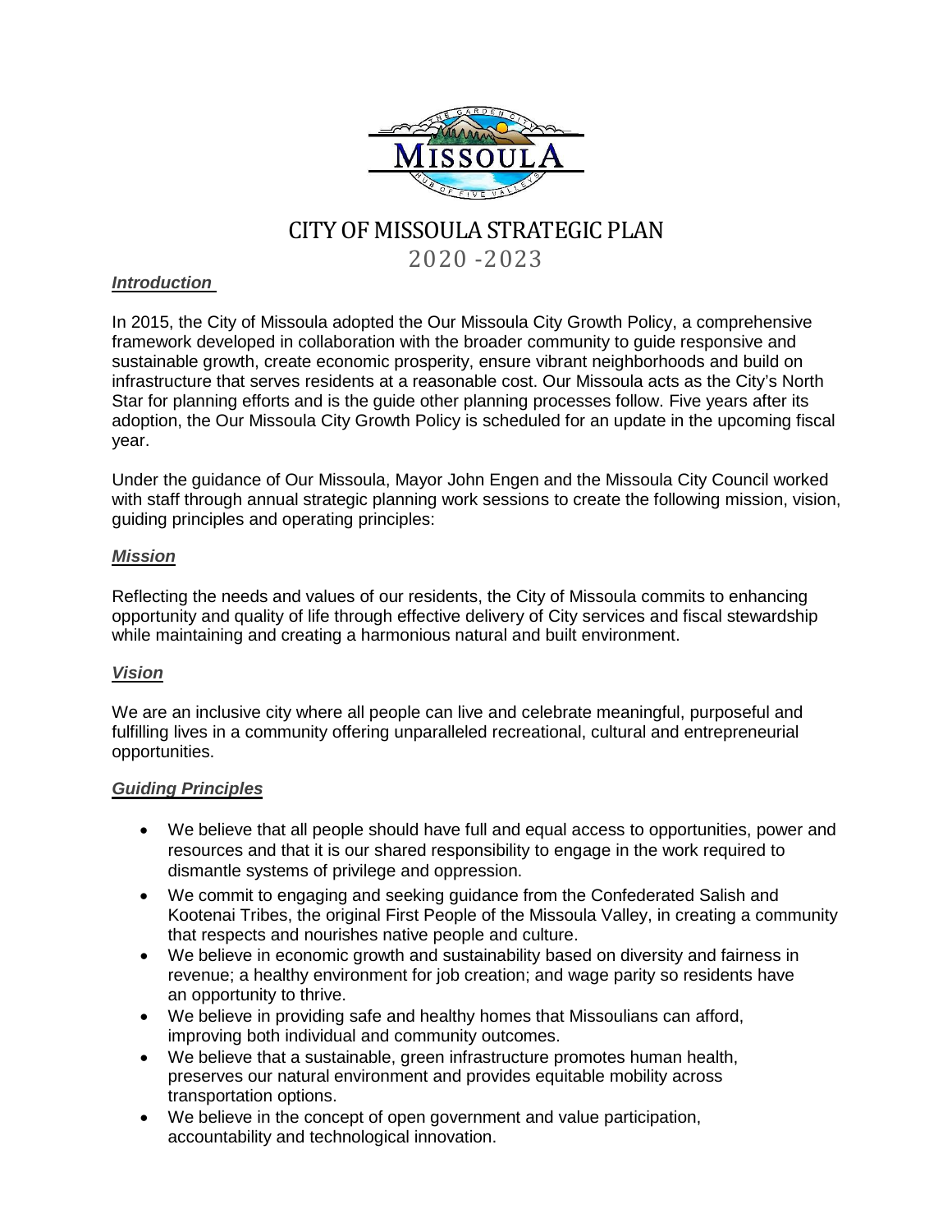# CITY OF MISSOULA STRATEGIC PLAN

## 2020 -2023

***Introduction***

In 2015, the City of Missoula adopted the Our Missoula City Growth Policy, a comprehensive framework developed in collaboration with the broader community to guide responsive and sustainable growth, create economic prosperity, ensure vibrant neighborhoods and build on infrastructure that serves residents at a reasonable cost. Our Missoula acts as the City's North Star for planning efforts and is the guide other planning processes follow. Five years after its adoption, the Our Missoula City Growth Policy is scheduled for an update in the upcoming fiscal year.

Under the guidance of Our Missoula, Mayor John Engen and the Missoula City Council worked with staff through annual strategic planning work sessions to create the following mission, vision, guiding principles and operating principles:

***Mission***

Reflecting the needs and values of our residents, the City of Missoula commits to enhancing opportunity and quality of life through effective delivery of City services and fiscal stewardship while maintaining and creating a harmonious natural and built environment.

***Vision***

We are an inclusive city where all people can live and celebrate meaningful, purposeful and fulfilling lives in a community offering unparalleled recreational, cultural and entrepreneurial opportunities.

***Guiding Principles***

- We believe that all people should have full and equal access to opportunities, power and resources and that it is our shared responsibility to engage in the work required to dismantle systems of privilege and oppression.
- We commit to engaging and seeking guidance from the Confederated Salish and Kootenai Tribes, the original First People of the Missoula Valley, in creating a community that respects and nourishes native people and culture.
- We believe in economic growth and sustainability based on diversity and fairness in revenue; a healthy environment for job creation; and wage parity so residents have an opportunity to thrive.
- We believe in providing safe and healthy homes that Missoulians can afford, improving both individual and community outcomes.
- We believe that a sustainable, green infrastructure promotes human health, preserves our natural environment and provides equitable mobility across transportation options.
- We believe in the concept of open government and value participation, accountability and technological innovation.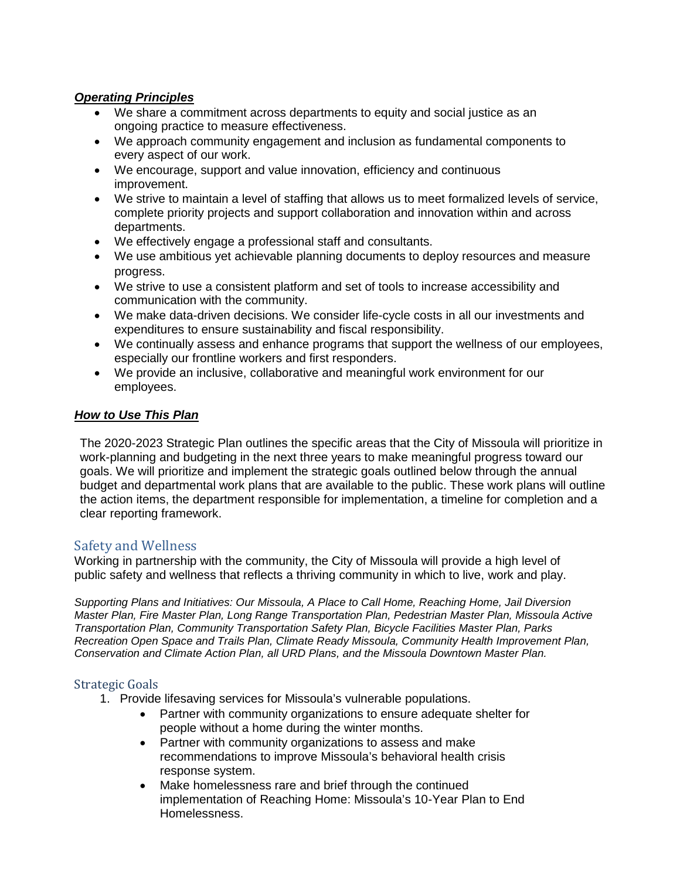***Operating Principles***

- We share a commitment across departments to equity and social justice as an ongoing practice to measure effectiveness.
- We approach community engagement and inclusion as fundamental components to every aspect of our work.
- We encourage, support and value innovation, efficiency and continuous improvement.
- We strive to maintain a level of staffing that allows us to meet formalized levels of service, complete priority projects and support collaboration and innovation within and across departments.
- We effectively engage a professional staff and consultants.
- We use ambitious yet achievable planning documents to deploy resources and measure progress.
- We strive to use a consistent platform and set of tools to increase accessibility and communication with the community.
- We make data-driven decisions. We consider life-cycle costs in all our investments and expenditures to ensure sustainability and fiscal responsibility.
- We continually assess and enhance programs that support the wellness of our employees, especially our frontline workers and first responders.
- We provide an inclusive, collaborative and meaningful work environment for our employees.

***How to Use This Plan***

The 2020-2023 Strategic Plan outlines the specific areas that the City of Missoula will prioritize in work-planning and budgeting in the next three years to make meaningful progress toward our goals. We will prioritize and implement the strategic goals outlined below through the annual budget and departmental work plans that are available to the public. These work plans will outline the action items, the department responsible for implementation, a timeline for completion and a clear reporting framework.

## Safety and Wellness

Working in partnership with the community, the City of Missoula will provide a high level of public safety and wellness that reflects a thriving community in which to live, work and play.

*Supporting Plans and Initiatives: Our Missoula, A Place to Call Home, Reaching Home, Jail Diversion Master Plan, Fire Master Plan, Long Range Transportation Plan, Pedestrian Master Plan, Missoula Active Transportation Plan, Community Transportation Safety Plan, Bicycle Facilities Master Plan, Parks Recreation Open Space and Trails Plan, Climate Ready Missoula, Community Health Improvement Plan, Conservation and Climate Action Plan, all URD Plans, and the Missoula Downtown Master Plan.*

### Strategic Goals

1. Provide lifesaving services for Missoula's vulnerable populations.
   - Partner with community organizations to ensure adequate shelter for people without a home during the winter months.
   - Partner with community organizations to assess and make recommendations to improve Missoula's behavioral health crisis response system.
   - Make homelessness rare and brief through the continued implementation of Reaching Home: Missoula's 10-Year Plan to End Homelessness.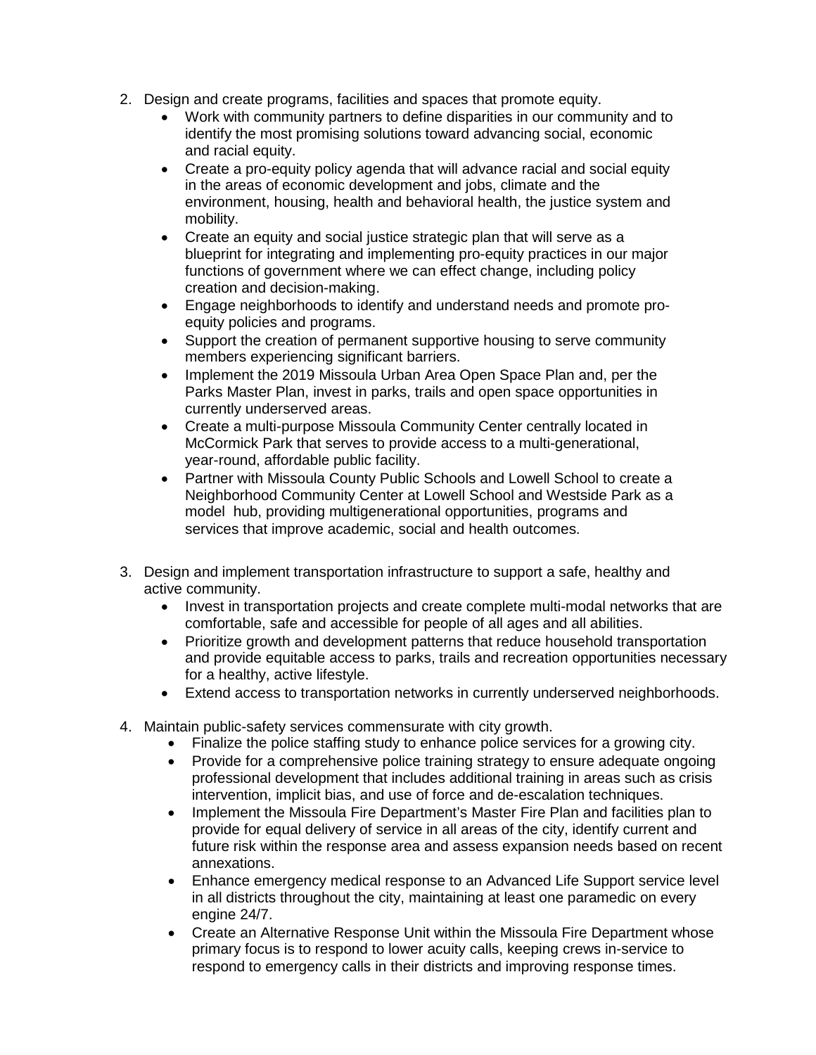2. Design and create programs, facilities and spaces that promote equity.
    - Work with community partners to define disparities in our community and to identify the most promising solutions toward advancing social, economic and racial equity.
    - Create a pro-equity policy agenda that will advance racial and social equity in the areas of economic development and jobs, climate and the environment, housing, health and behavioral health, the justice system and mobility.
    - Create an equity and social justice strategic plan that will serve as a blueprint for integrating and implementing pro-equity practices in our major functions of government where we can effect change, including policy creation and decision-making.
    - Engage neighborhoods to identify and understand needs and promote pro-equity policies and programs.
    - Support the creation of permanent supportive housing to serve community members experiencing significant barriers.
    - Implement the 2019 Missoula Urban Area Open Space Plan and, per the Parks Master Plan, invest in parks, trails and open space opportunities in currently underserved areas.
    - Create a multi-purpose Missoula Community Center centrally located in McCormick Park that serves to provide access to a multi-generational, year-round, affordable public facility.
    - Partner with Missoula County Public Schools and Lowell School to create a Neighborhood Community Center at Lowell School and Westside Park as a model hub, providing multigenerational opportunities, programs and services that improve academic, social and health outcomes.

3. Design and implement transportation infrastructure to support a safe, healthy and active community.
    - Invest in transportation projects and create complete multi-modal networks that are comfortable, safe and accessible for people of all ages and all abilities.
    - Prioritize growth and development patterns that reduce household transportation and provide equitable access to parks, trails and recreation opportunities necessary for a healthy, active lifestyle.
    - Extend access to transportation networks in currently underserved neighborhoods.

4. Maintain public-safety services commensurate with city growth.
    - Finalize the police staffing study to enhance police services for a growing city.
    - Provide for a comprehensive police training strategy to ensure adequate ongoing professional development that includes additional training in areas such as crisis intervention, implicit bias, and use of force and de-escalation techniques.
    - Implement the Missoula Fire Department's Master Fire Plan and facilities plan to provide for equal delivery of service in all areas of the city, identify current and future risk within the response area and assess expansion needs based on recent annexations.
    - Enhance emergency medical response to an Advanced Life Support service level in all districts throughout the city, maintaining at least one paramedic on every engine 24/7.
    - Create an Alternative Response Unit within the Missoula Fire Department whose primary focus is to respond to lower acuity calls, keeping crews in-service to respond to emergency calls in their districts and improving response times.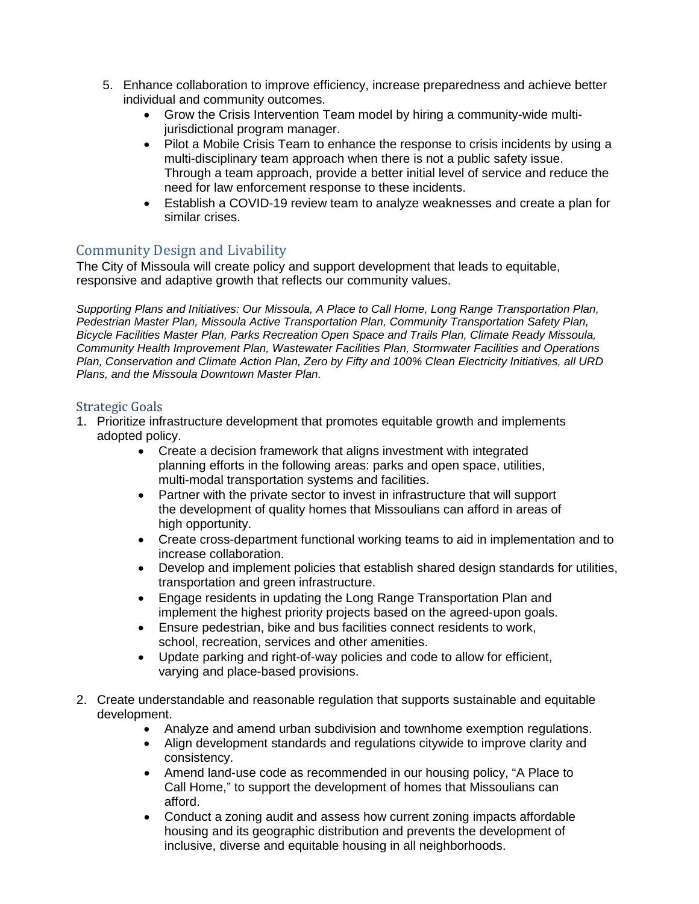5. Enhance collaboration to improve efficiency, increase preparedness and achieve better individual and community outcomes.
    - Grow the Crisis Intervention Team model by hiring a community-wide multi-jurisdictional program manager.
    - Pilot a Mobile Crisis Team to enhance the response to crisis incidents by using a multi-disciplinary team approach when there is not a public safety issue. Through a team approach, provide a better initial level of service and reduce the need for law enforcement response to these incidents.
    - Establish a COVID-19 review team to analyze weaknesses and create a plan for similar crises.

## Community Design and Livability

The City of Missoula will create policy and support development that leads to equitable, responsive and adaptive growth that reflects our community values.

*Supporting Plans and Initiatives: Our Missoula, A Place to Call Home, Long Range Transportation Plan, Pedestrian Master Plan, Missoula Active Transportation Plan, Community Transportation Safety Plan, Bicycle Facilities Master Plan, Parks Recreation Open Space and Trails Plan, Climate Ready Missoula, Community Health Improvement Plan, Wastewater Facilities Plan, Stormwater Facilities and Operations Plan, Conservation and Climate Action Plan, Zero by Fifty and 100% Clean Electricity Initiatives, all URD Plans, and the Missoula Downtown Master Plan.*

### Strategic Goals

1. Prioritize infrastructure development that promotes equitable growth and implements adopted policy.
    - Create a decision framework that aligns investment with integrated planning efforts in the following areas: parks and open space, utilities, multi-modal transportation systems and facilities.
    - Partner with the private sector to invest in infrastructure that will support the development of quality homes that Missoulians can afford in areas of high opportunity.
    - Create cross-department functional working teams to aid in implementation and to increase collaboration.
    - Develop and implement policies that establish shared design standards for utilities, transportation and green infrastructure.
    - Engage residents in updating the Long Range Transportation Plan and implement the highest priority projects based on the agreed-upon goals.
    - Ensure pedestrian, bike and bus facilities connect residents to work, school, recreation, services and other amenities.
    - Update parking and right-of-way policies and code to allow for efficient, varying and place-based provisions.

2. Create understandable and reasonable regulation that supports sustainable and equitable development.
    - Analyze and amend urban subdivision and townhome exemption regulations.
    - Align development standards and regulations citywide to improve clarity and consistency.
    - Amend land-use code as recommended in our housing policy, "A Place to Call Home," to support the development of homes that Missoulians can afford.
    - Conduct a zoning audit and assess how current zoning impacts affordable housing and its geographic distribution and prevents the development of inclusive, diverse and equitable housing in all neighborhoods.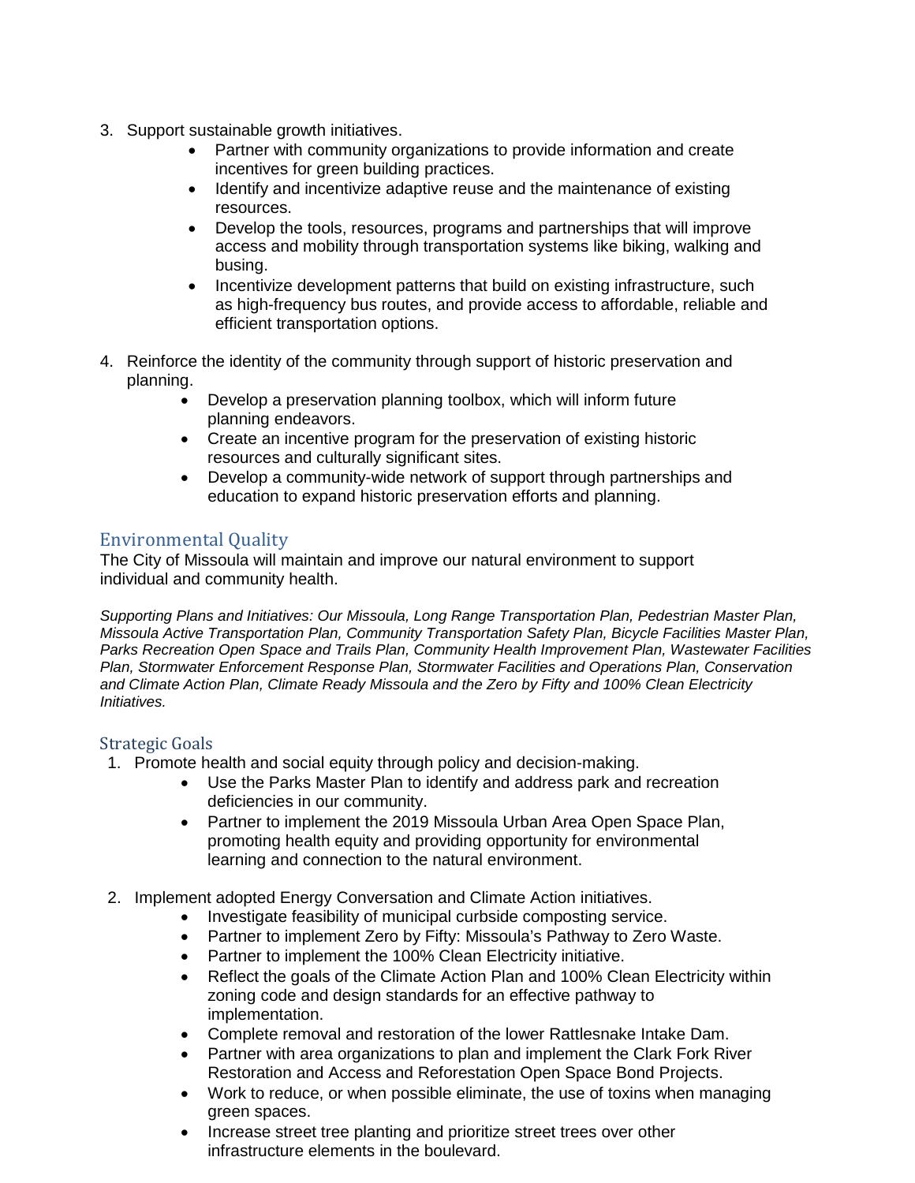3. Support sustainable growth initiatives.
    - Partner with community organizations to provide information and create incentives for green building practices.
    - Identify and incentivize adaptive reuse and the maintenance of existing resources.
    - Develop the tools, resources, programs and partnerships that will improve access and mobility through transportation systems like biking, walking and busing.
    - Incentivize development patterns that build on existing infrastructure, such as high-frequency bus routes, and provide access to affordable, reliable and efficient transportation options.

4. Reinforce the identity of the community through support of historic preservation and planning.
    - Develop a preservation planning toolbox, which will inform future planning endeavors.
    - Create an incentive program for the preservation of existing historic resources and culturally significant sites.
    - Develop a community-wide network of support through partnerships and education to expand historic preservation efforts and planning.

## Environmental Quality

The City of Missoula will maintain and improve our natural environment to support individual and community health.

*Supporting Plans and Initiatives: Our Missoula, Long Range Transportation Plan, Pedestrian Master Plan, Missoula Active Transportation Plan, Community Transportation Safety Plan, Bicycle Facilities Master Plan, Parks Recreation Open Space and Trails Plan, Community Health Improvement Plan, Wastewater Facilities Plan, Stormwater Enforcement Response Plan, Stormwater Facilities and Operations Plan, Conservation and Climate Action Plan, Climate Ready Missoula and the Zero by Fifty and 100% Clean Electricity Initiatives.*

### Strategic Goals

1. Promote health and social equity through policy and decision-making.
    - Use the Parks Master Plan to identify and address park and recreation deficiencies in our community.
    - Partner to implement the 2019 Missoula Urban Area Open Space Plan, promoting health equity and providing opportunity for environmental learning and connection to the natural environment.

2. Implement adopted Energy Conversation and Climate Action initiatives.
    - Investigate feasibility of municipal curbside composting service.
    - Partner to implement Zero by Fifty: Missoula's Pathway to Zero Waste.
    - Partner to implement the 100% Clean Electricity initiative.
    - Reflect the goals of the Climate Action Plan and 100% Clean Electricity within zoning code and design standards for an effective pathway to implementation.
    - Complete removal and restoration of the lower Rattlesnake Intake Dam.
    - Partner with area organizations to plan and implement the Clark Fork River Restoration and Access and Reforestation Open Space Bond Projects.
    - Work to reduce, or when possible eliminate, the use of toxins when managing green spaces.
    - Increase street tree planting and prioritize street trees over other infrastructure elements in the boulevard.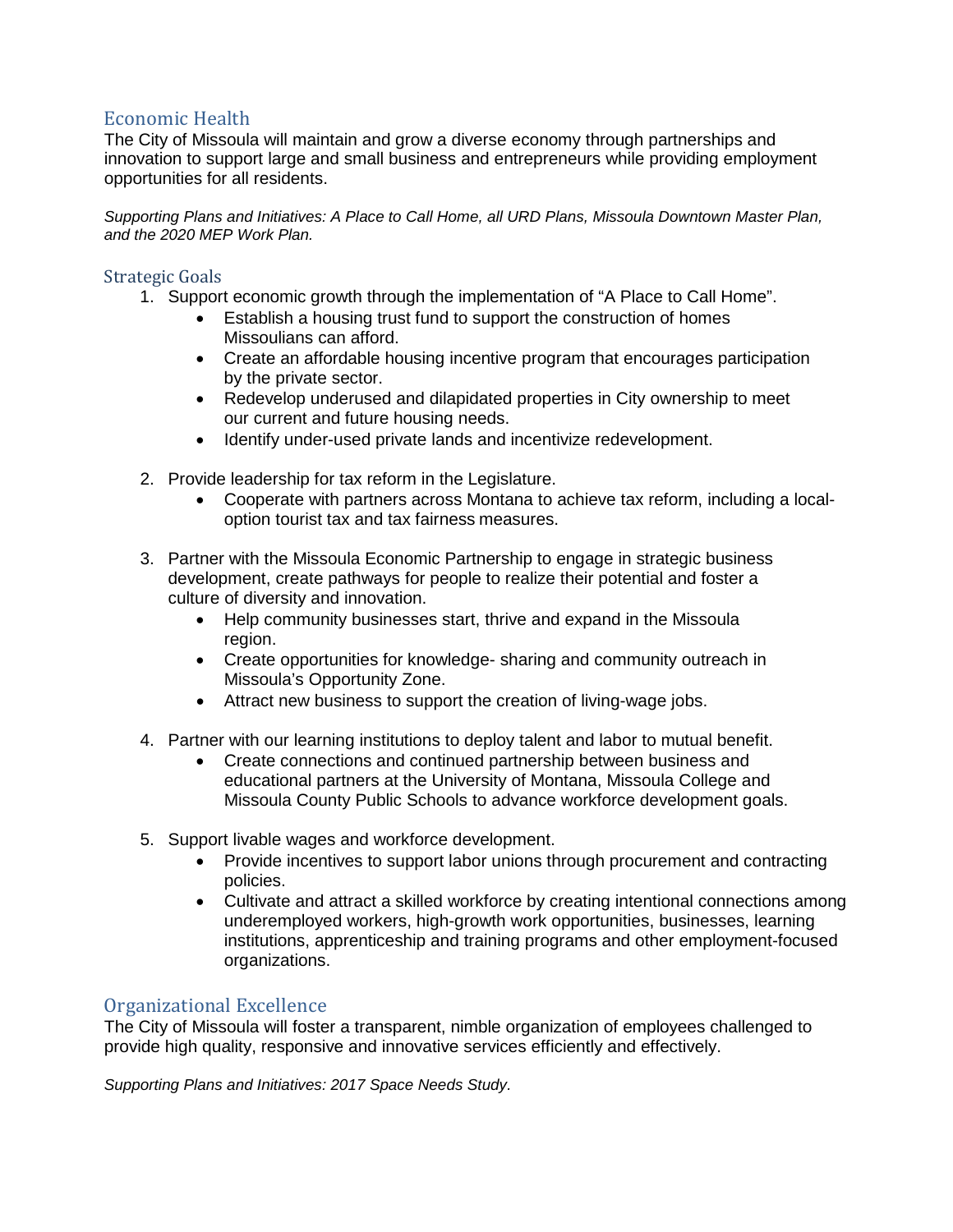## Economic Health

The City of Missoula will maintain and grow a diverse economy through partnerships and innovation to support large and small business and entrepreneurs while providing employment opportunities for all residents.

*Supporting Plans and Initiatives: A Place to Call Home, all URD Plans, Missoula Downtown Master Plan, and the 2020 MEP Work Plan.*

### Strategic Goals

1. Support economic growth through the implementation of "A Place to Call Home".
   - Establish a housing trust fund to support the construction of homes Missoulians can afford.
   - Create an affordable housing incentive program that encourages participation by the private sector.
   - Redevelop underused and dilapidated properties in City ownership to meet our current and future housing needs.
   - Identify under-used private lands and incentivize redevelopment.

2. Provide leadership for tax reform in the Legislature.
   - Cooperate with partners across Montana to achieve tax reform, including a local-option tourist tax and tax fairness measures.

3. Partner with the Missoula Economic Partnership to engage in strategic business development, create pathways for people to realize their potential and foster a culture of diversity and innovation.
   - Help community businesses start, thrive and expand in the Missoula region.
   - Create opportunities for knowledge- sharing and community outreach in Missoula's Opportunity Zone.
   - Attract new business to support the creation of living-wage jobs.

4. Partner with our learning institutions to deploy talent and labor to mutual benefit.
   - Create connections and continued partnership between business and educational partners at the University of Montana, Missoula College and Missoula County Public Schools to advance workforce development goals.

5. Support livable wages and workforce development.
   - Provide incentives to support labor unions through procurement and contracting policies.
   - Cultivate and attract a skilled workforce by creating intentional connections among underemployed workers, high-growth work opportunities, businesses, learning institutions, apprenticeship and training programs and other employment-focused organizations.

## Organizational Excellence

The City of Missoula will foster a transparent, nimble organization of employees challenged to provide high quality, responsive and innovative services efficiently and effectively.

*Supporting Plans and Initiatives: 2017 Space Needs Study.*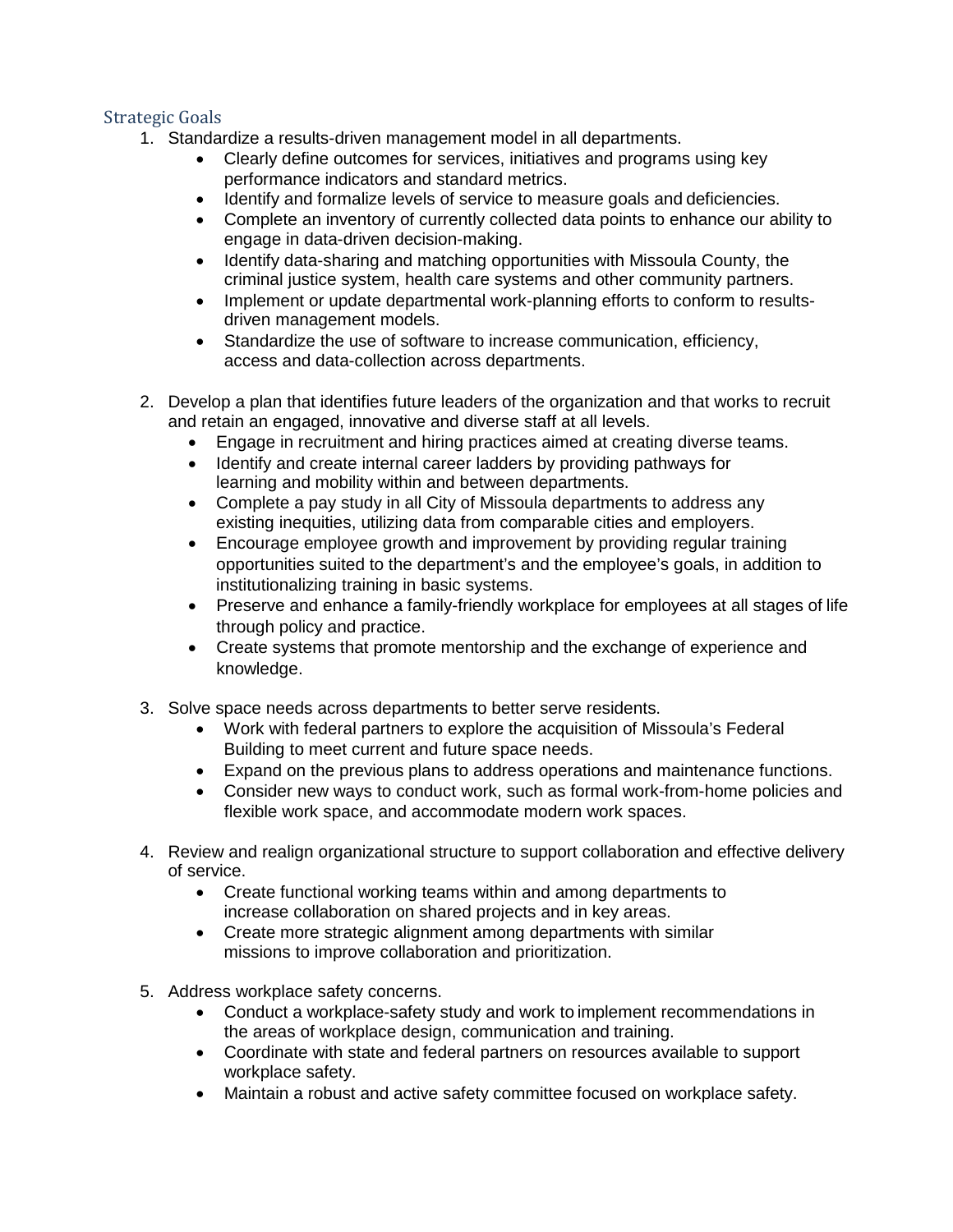## Strategic Goals

1. Standardize a results-driven management model in all departments.
    - Clearly define outcomes for services, initiatives and programs using key performance indicators and standard metrics.
    - Identify and formalize levels of service to measure goals and deficiencies.
    - Complete an inventory of currently collected data points to enhance our ability to engage in data-driven decision-making.
    - Identify data-sharing and matching opportunities with Missoula County, the criminal justice system, health care systems and other community partners.
    - Implement or update departmental work-planning efforts to conform to results-driven management models.
    - Standardize the use of software to increase communication, efficiency, access and data-collection across departments.

2. Develop a plan that identifies future leaders of the organization and that works to recruit and retain an engaged, innovative and diverse staff at all levels.
    - Engage in recruitment and hiring practices aimed at creating diverse teams.
    - Identify and create internal career ladders by providing pathways for learning and mobility within and between departments.
    - Complete a pay study in all City of Missoula departments to address any existing inequities, utilizing data from comparable cities and employers.
    - Encourage employee growth and improvement by providing regular training opportunities suited to the department's and the employee's goals, in addition to institutionalizing training in basic systems.
    - Preserve and enhance a family-friendly workplace for employees at all stages of life through policy and practice.
    - Create systems that promote mentorship and the exchange of experience and knowledge.

3. Solve space needs across departments to better serve residents.
    - Work with federal partners to explore the acquisition of Missoula's Federal Building to meet current and future space needs.
    - Expand on the previous plans to address operations and maintenance functions.
    - Consider new ways to conduct work, such as formal work-from-home policies and flexible work space, and accommodate modern work spaces.

4. Review and realign organizational structure to support collaboration and effective delivery of service.
    - Create functional working teams within and among departments to increase collaboration on shared projects and in key areas.
    - Create more strategic alignment among departments with similar missions to improve collaboration and prioritization.

5. Address workplace safety concerns.
    - Conduct a workplace-safety study and work to implement recommendations in the areas of workplace design, communication and training.
    - Coordinate with state and federal partners on resources available to support workplace safety.
    - Maintain a robust and active safety committee focused on workplace safety.